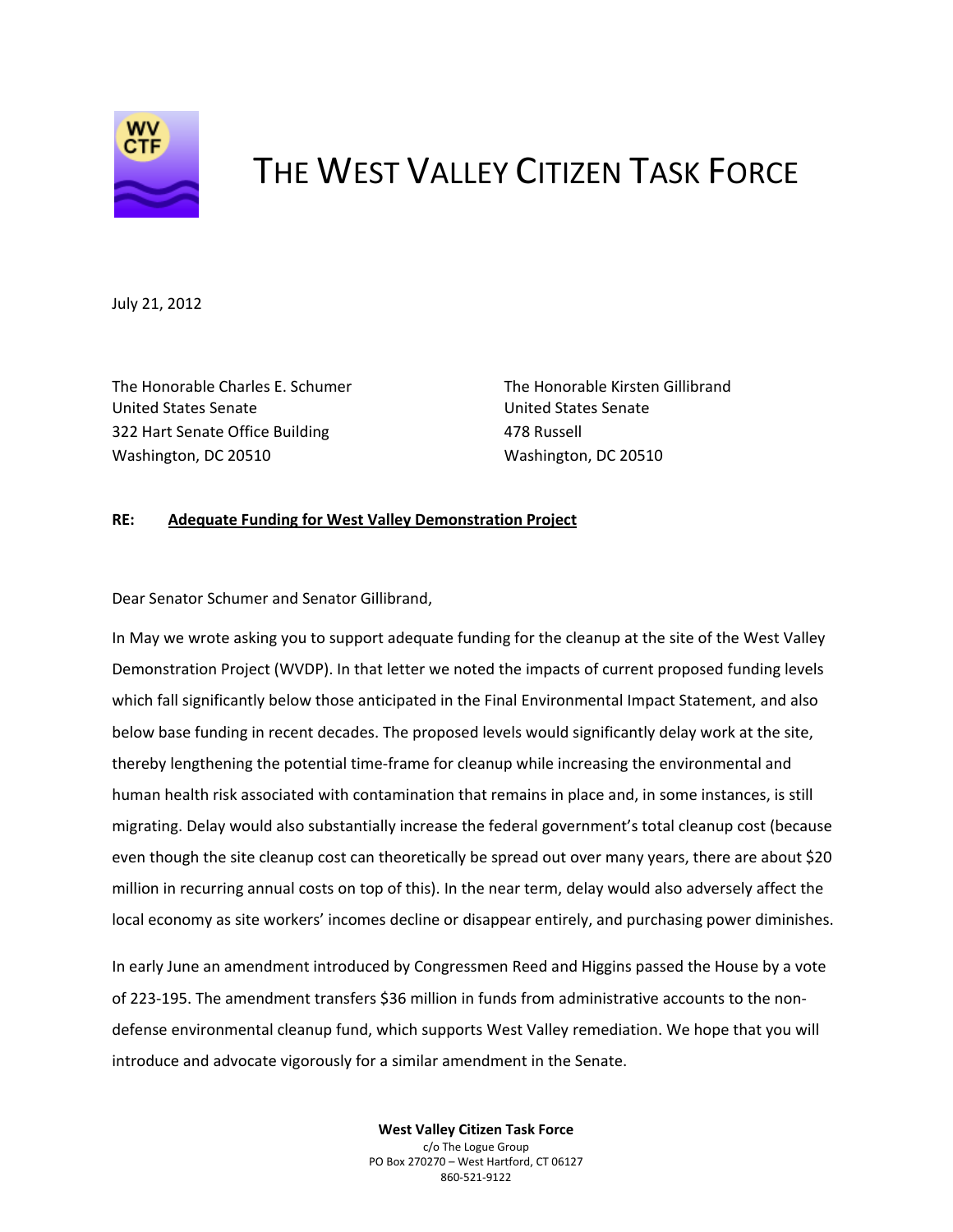# THE WEST VALLEY CITIZEN TASK FORCE

July 21, 2012

The Honorable Charles E. Schumer
United States Senate
322 Hart Senate Office Building
Washington, DC 20510

The Honorable Kirsten Gillibrand
United States Senate
478 Russell
Washington, DC 20510

**RE:** **Adequate Funding for West Valley Demonstration Project**

Dear Senator Schumer and Senator Gillibrand,

In May we wrote asking you to support adequate funding for the cleanup at the site of the West Valley Demonstration Project (WVDP). In that letter we noted the impacts of current proposed funding levels which fall significantly below those anticipated in the Final Environmental Impact Statement, and also below base funding in recent decades. The proposed levels would significantly delay work at the site, thereby lengthening the potential time-frame for cleanup while increasing the environmental and human health risk associated with contamination that remains in place and, in some instances, is still migrating. Delay would also substantially increase the federal government's total cleanup cost (because even though the site cleanup cost can theoretically be spread out over many years, there are about $20 million in recurring annual costs on top of this). In the near term, delay would also adversely affect the local economy as site workers' incomes decline or disappear entirely, and purchasing power diminishes.

In early June an amendment introduced by Congressmen Reed and Higgins passed the House by a vote of 223-195. The amendment transfers $36 million in funds from administrative accounts to the non-defense environmental cleanup fund, which supports West Valley remediation. We hope that you will introduce and advocate vigorously for a similar amendment in the Senate.

**West Valley Citizen Task Force**
c/o The Logue Group
PO Box 270270 – West Hartford, CT 06127
860-521-9122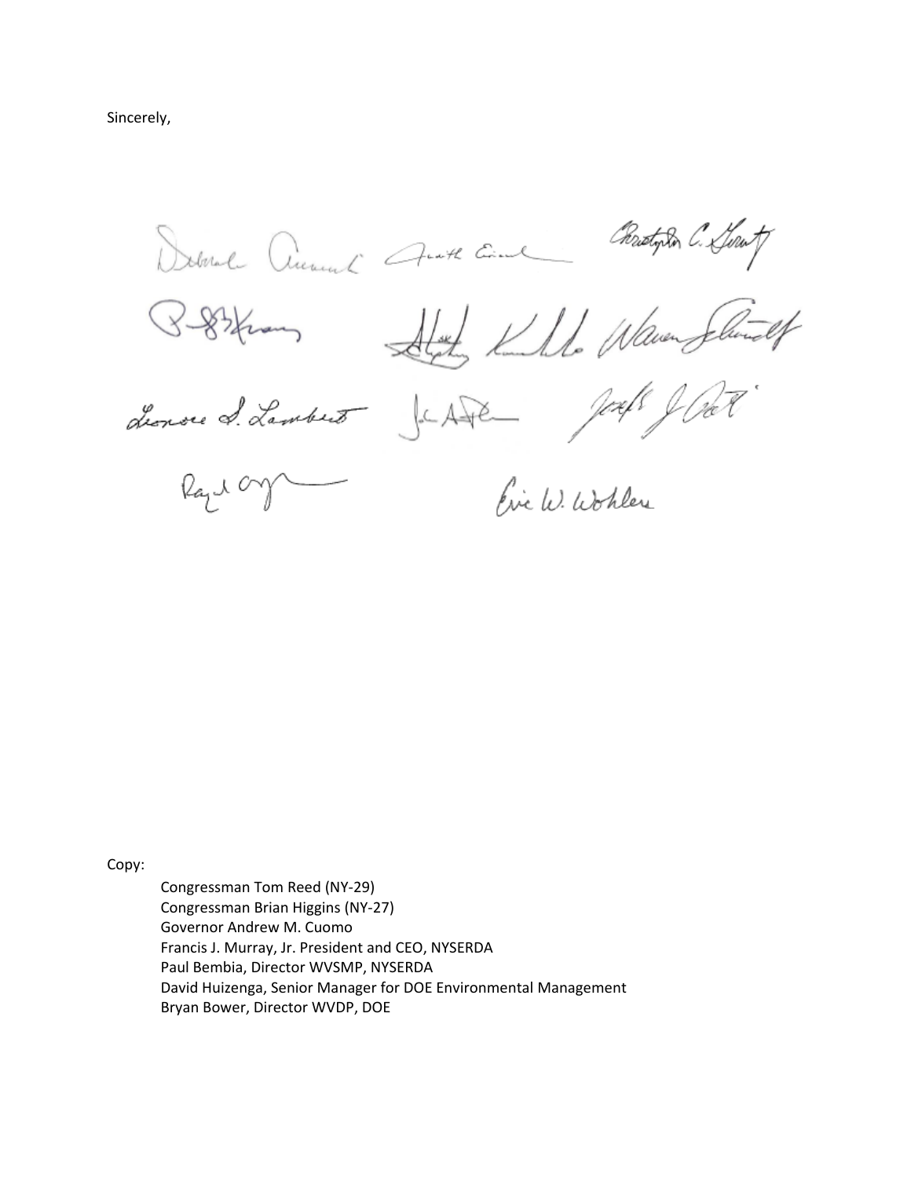Sincerely,

Copy:

Congressman Tom Reed (NY-29)
Congressman Brian Higgins (NY-27)
Governor Andrew M. Cuomo
Francis J. Murray, Jr. President and CEO, NYSERDA
Paul Bembia, Director WVSMP, NYSERDA
David Huizenga, Senior Manager for DOE Environmental Management
Bryan Bower, Director WVDP, DOE